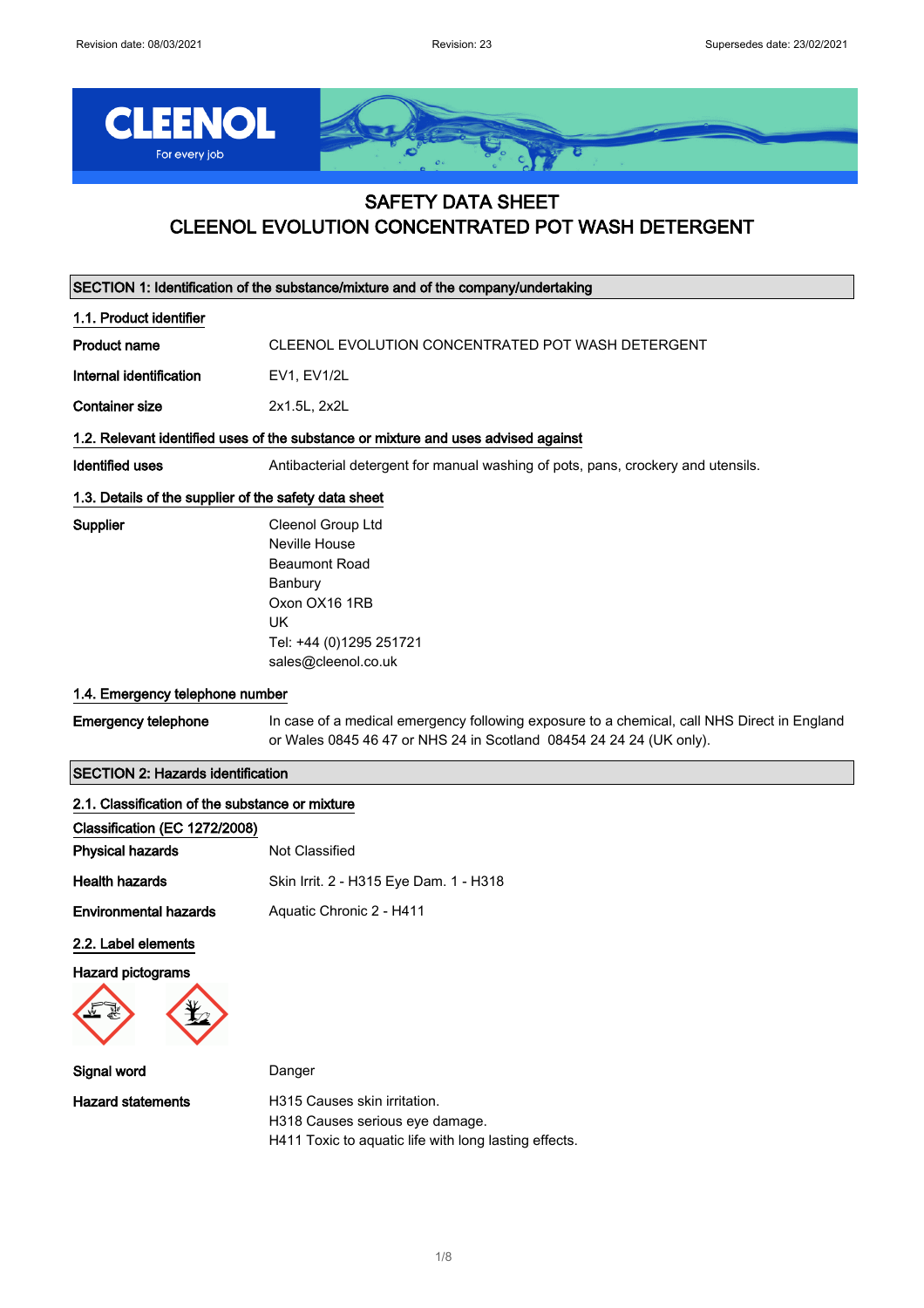Revision date: 08/03/2021 Revision: 23 Supersedes date: 23/02/2021

# SAFETY DATA SHEET
# CLEENOL EVOLUTION CONCENTRATED POT WASH DETERGENT

## SECTION 1: Identification of the substance/mixture and of the company/undertaking

### 1.1. Product identifier

**Product name** CLEENOL EVOLUTION CONCENTRATED POT WASH DETERGENT

**Internal identification** EV1, EV1/2L

**Container size** 2x1.5L, 2x2L

### 1.2. Relevant identified uses of the substance or mixture and uses advised against

**Identified uses** Antibacterial detergent for manual washing of pots, pans, crockery and utensils.

### 1.3. Details of the supplier of the safety data sheet

**Supplier**
Cleenol Group Ltd
Neville House
Beaumont Road
Banbury
Oxon OX16 1RB
UK
Tel: +44 (0)1295 251721
sales@cleenol.co.uk

### 1.4. Emergency telephone number

**Emergency telephone** In case of a medical emergency following exposure to a chemical, call NHS Direct in England or Wales 0845 46 47 or NHS 24 in Scotland 08454 24 24 24 (UK only).

## SECTION 2: Hazards identification

### 2.1. Classification of the substance or mixture

**Classification (EC 1272/2008)**

**Physical hazards** Not Classified

**Health hazards** Skin Irrit. 2 - H315 Eye Dam. 1 - H318

**Environmental hazards** Aquatic Chronic 2 - H411

### 2.2. Label elements

**Hazard pictograms**

**Signal word** Danger

**Hazard statements**
H315 Causes skin irritation.
H318 Causes serious eye damage.
H411 Toxic to aquatic life with long lasting effects.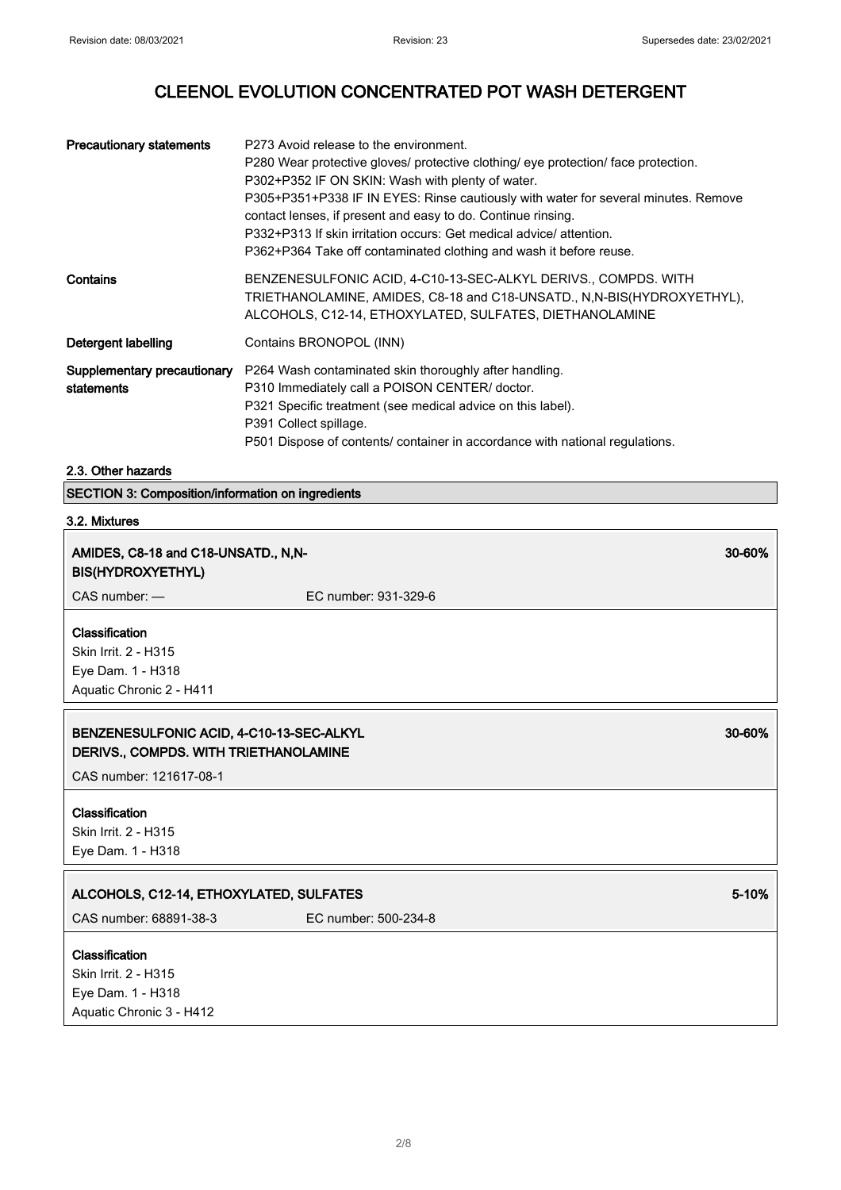| | |
|---|---|
| **Precautionary statements** | P273 Avoid release to the environment.<br>P280 Wear protective gloves/ protective clothing/ eye protection/ face protection.<br>P302+P352 IF ON SKIN: Wash with plenty of water.<br>P305+P351+P338 IF IN EYES: Rinse cautiously with water for several minutes. Remove contact lenses, if present and easy to do. Continue rinsing.<br>P332+P313 If skin irritation occurs: Get medical advice/ attention.<br>P362+P364 Take off contaminated clothing and wash it before reuse. |
| **Contains** | BENZENESULFONIC ACID, 4-C10-13-SEC-ALKYL DERIVS., COMPDS. WITH TRIETHANOLAMINE, AMIDES, C8-18 and C18-UNSATD., N,N-BIS(HYDROXYETHYL), ALCOHOLS, C12-14, ETHOXYLATED, SULFATES, DIETHANOLAMINE |
| **Detergent labelling** | Contains BRONOPOL (INN) |
| **Supplementary precautionary statements** | P264 Wash contaminated skin thoroughly after handling.<br>P310 Immediately call a POISON CENTER/ doctor.<br>P321 Specific treatment (see medical advice on this label).<br>P391 Collect spillage.<br>P501 Dispose of contents/ container in accordance with national regulations. |

### 2.3. Other hazards

## SECTION 3: Composition/information on ingredients

### 3.2. Mixtures

**AMIDES, C8-18 and C18-UNSATD., N,N-BIS(HYDROXYETHYL)** — 30-60%

CAS number: — EC number: 931-329-6

**Classification**
Skin Irrit. 2 - H315
Eye Dam. 1 - H318
Aquatic Chronic 2 - H411

**BENZENESULFONIC ACID, 4-C10-13-SEC-ALKYL DERIVS., COMPDS. WITH TRIETHANOLAMINE** — 30-60%

CAS number: 121617-08-1

**Classification**
Skin Irrit. 2 - H315
Eye Dam. 1 - H318

**ALCOHOLS, C12-14, ETHOXYLATED, SULFATES** — 5-10%

CAS number: 68891-38-3 EC number: 500-234-8

**Classification**
Skin Irrit. 2 - H315
Eye Dam. 1 - H318
Aquatic Chronic 3 - H412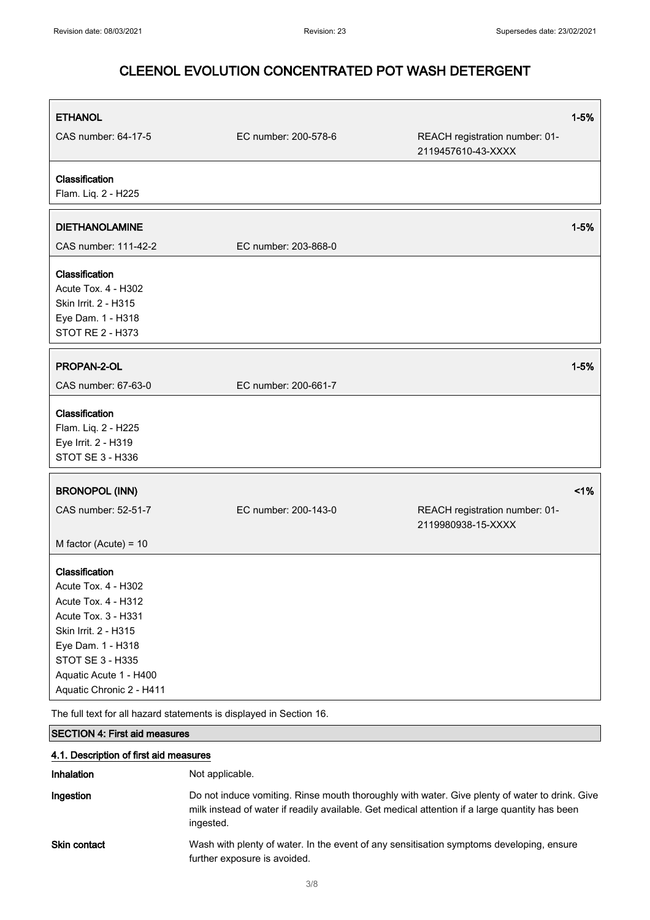| **ETHANOL** | | **1-5%** |
| --- | --- | --- |
| CAS number: 64-17-5 | EC number: 200-578-6 | REACH registration number: 01-2119457610-43-XXXX |

**Classification**
Flam. Liq. 2 - H225

| **DIETHANOLAMINE** | | **1-5%** |
| --- | --- | --- |
| CAS number: 111-42-2 | EC number: 203-868-0 | |

**Classification**
Acute Tox. 4 - H302
Skin Irrit. 2 - H315
Eye Dam. 1 - H318
STOT RE 2 - H373

| **PROPAN-2-OL** | | **1-5%** |
| --- | --- | --- |
| CAS number: 67-63-0 | EC number: 200-661-7 | |

**Classification**
Flam. Liq. 2 - H225
Eye Irrit. 2 - H319
STOT SE 3 - H336

| **BRONOPOL (INN)** | | **<1%** |
| --- | --- | --- |
| CAS number: 52-51-7 | EC number: 200-143-0 | REACH registration number: 01-2119980938-15-XXXX |
| M factor (Acute) = 10 | | |

**Classification**
Acute Tox. 4 - H302
Acute Tox. 4 - H312
Acute Tox. 3 - H331
Skin Irrit. 2 - H315
Eye Dam. 1 - H318
STOT SE 3 - H335
Aquatic Acute 1 - H400
Aquatic Chronic 2 - H411

The full text for all hazard statements is displayed in Section 16.

## SECTION 4: First aid measures

### 4.1. Description of first aid measures

**Inhalation** Not applicable.

**Ingestion** Do not induce vomiting. Rinse mouth thoroughly with water. Give plenty of water to drink. Give milk instead of water if readily available. Get medical attention if a large quantity has been ingested.

**Skin contact** Wash with plenty of water. In the event of any sensitisation symptoms developing, ensure further exposure is avoided.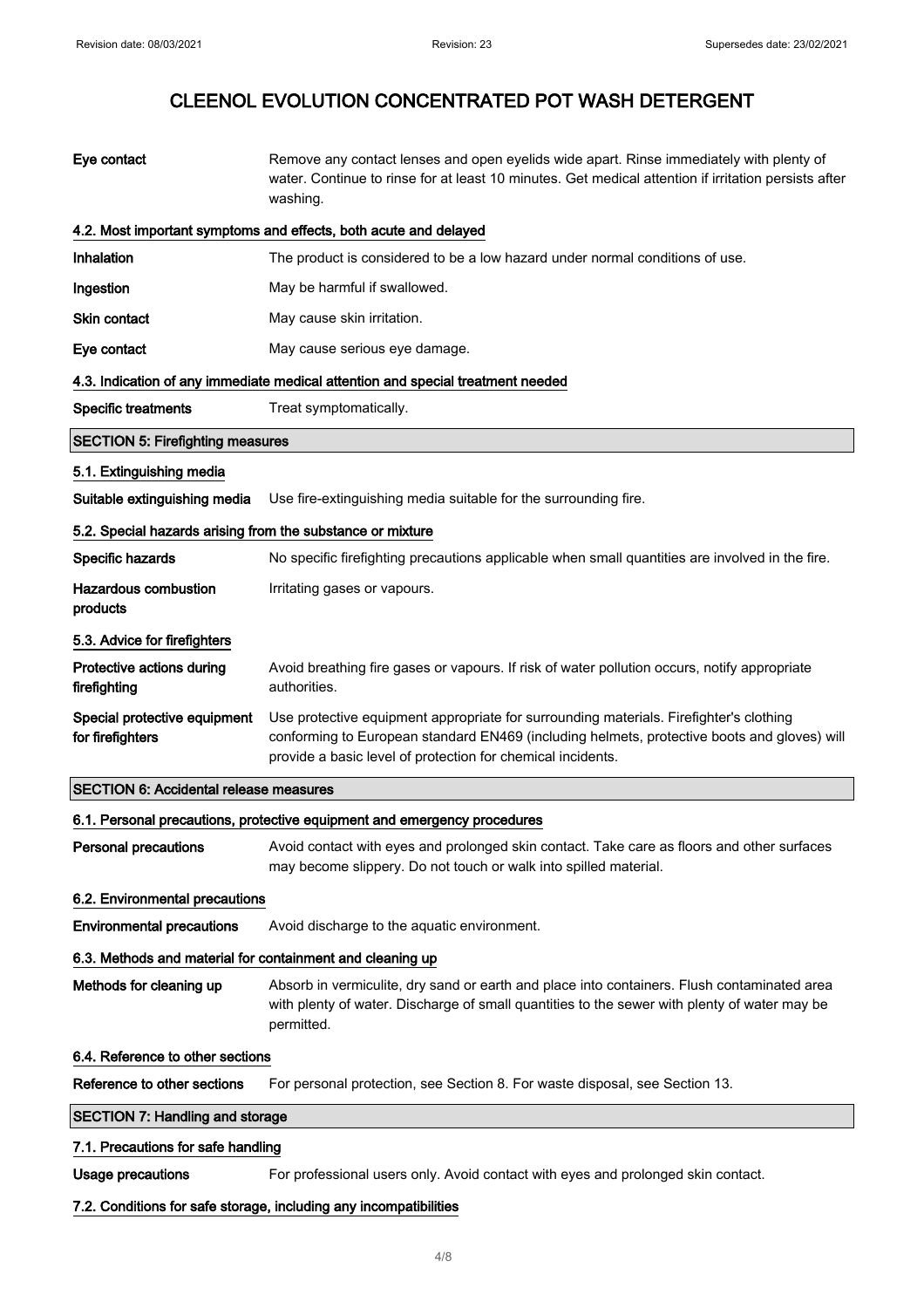| | |
|---|---|
| **Eye contact** | Remove any contact lenses and open eyelids wide apart. Rinse immediately with plenty of water. Continue to rinse for at least 10 minutes. Get medical attention if irritation persists after washing. |

### 4.2. Most important symptoms and effects, both acute and delayed

| | |
|---|---|
| **Inhalation** | The product is considered to be a low hazard under normal conditions of use. |
| **Ingestion** | May be harmful if swallowed. |
| **Skin contact** | May cause skin irritation. |
| **Eye contact** | May cause serious eye damage. |

### 4.3. Indication of any immediate medical attention and special treatment needed

| | |
|---|---|
| **Specific treatments** | Treat symptomatically. |

## SECTION 5: Firefighting measures

### 5.1. Extinguishing media

| | |
|---|---|
| **Suitable extinguishing media** | Use fire-extinguishing media suitable for the surrounding fire. |

### 5.2. Special hazards arising from the substance or mixture

| | |
|---|---|
| **Specific hazards** | No specific firefighting precautions applicable when small quantities are involved in the fire. |
| **Hazardous combustion products** | Irritating gases or vapours. |

### 5.3. Advice for firefighters

| | |
|---|---|
| **Protective actions during firefighting** | Avoid breathing fire gases or vapours. If risk of water pollution occurs, notify appropriate authorities. |
| **Special protective equipment for firefighters** | Use protective equipment appropriate for surrounding materials. Firefighter's clothing conforming to European standard EN469 (including helmets, protective boots and gloves) will provide a basic level of protection for chemical incidents. |

## SECTION 6: Accidental release measures

### 6.1. Personal precautions, protective equipment and emergency procedures

| | |
|---|---|
| **Personal precautions** | Avoid contact with eyes and prolonged skin contact. Take care as floors and other surfaces may become slippery. Do not touch or walk into spilled material. |

### 6.2. Environmental precautions

| | |
|---|---|
| **Environmental precautions** | Avoid discharge to the aquatic environment. |

### 6.3. Methods and material for containment and cleaning up

| | |
|---|---|
| **Methods for cleaning up** | Absorb in vermiculite, dry sand or earth and place into containers. Flush contaminated area with plenty of water. Discharge of small quantities to the sewer with plenty of water may be permitted. |

### 6.4. Reference to other sections

| | |
|---|---|
| **Reference to other sections** | For personal protection, see Section 8. For waste disposal, see Section 13. |

## SECTION 7: Handling and storage

### 7.1. Precautions for safe handling

| | |
|---|---|
| **Usage precautions** | For professional users only. Avoid contact with eyes and prolonged skin contact. |

### 7.2. Conditions for safe storage, including any incompatibilities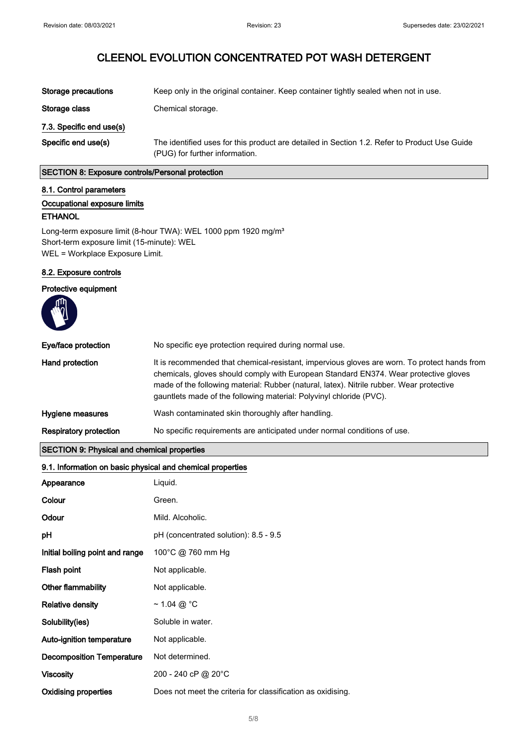# CLEENOL EVOLUTION CONCENTRATED POT WASH DETERGENT

| | |
|---|---|
| **Storage precautions** | Keep only in the original container. Keep container tightly sealed when not in use. |
| **Storage class** | Chemical storage. |

### 7.3. Specific end use(s)

| | |
|---|---|
| **Specific end use(s)** | The identified uses for this product are detailed in Section 1.2. Refer to Product Use Guide (PUG) for further information. |

## SECTION 8: Exposure controls/Personal protection

### 8.1. Control parameters

#### Occupational exposure limits

**ETHANOL**

Long-term exposure limit (8-hour TWA): WEL 1000 ppm 1920 mg/m³
Short-term exposure limit (15-minute): WEL
WEL = Workplace Exposure Limit.

### 8.2. Exposure controls

#### Protective equipment

| | |
|---|---|
| **Eye/face protection** | No specific eye protection required during normal use. |
| **Hand protection** | It is recommended that chemical-resistant, impervious gloves are worn. To protect hands from chemicals, gloves should comply with European Standard EN374. Wear protective gloves made of the following material: Rubber (natural, latex). Nitrile rubber. Wear protective gauntlets made of the following material: Polyvinyl chloride (PVC). |
| **Hygiene measures** | Wash contaminated skin thoroughly after handling. |
| **Respiratory protection** | No specific requirements are anticipated under normal conditions of use. |

## SECTION 9: Physical and chemical properties

### 9.1. Information on basic physical and chemical properties

| | |
|---|---|
| **Appearance** | Liquid. |
| **Colour** | Green. |
| **Odour** | Mild. Alcoholic. |
| **pH** | pH (concentrated solution): 8.5 - 9.5 |
| **Initial boiling point and range** | 100°C @ 760 mm Hg |
| **Flash point** | Not applicable. |
| **Other flammability** | Not applicable. |
| **Relative density** | ~ 1.04 @ °C |
| **Solubility(ies)** | Soluble in water. |
| **Auto-ignition temperature** | Not applicable. |
| **Decomposition Temperature** | Not determined. |
| **Viscosity** | 200 - 240 cP @ 20°C |
| **Oxidising properties** | Does not meet the criteria for classification as oxidising. |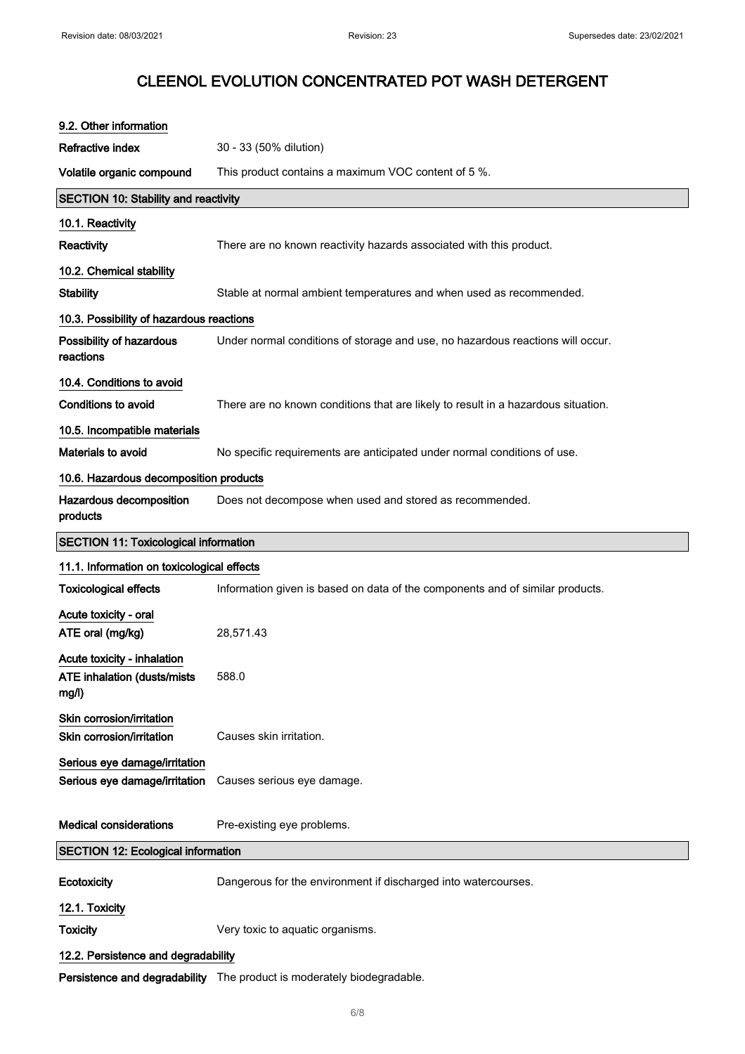### 9.2. Other information

**Refractive index** 30 - 33 (50% dilution)

**Volatile organic compound** This product contains a maximum VOC content of 5 %.

## SECTION 10: Stability and reactivity

### 10.1. Reactivity

**Reactivity** There are no known reactivity hazards associated with this product.

### 10.2. Chemical stability

**Stability** Stable at normal ambient temperatures and when used as recommended.

### 10.3. Possibility of hazardous reactions

**Possibility of hazardous reactions** Under normal conditions of storage and use, no hazardous reactions will occur.

### 10.4. Conditions to avoid

**Conditions to avoid** There are no known conditions that are likely to result in a hazardous situation.

### 10.5. Incompatible materials

**Materials to avoid** No specific requirements are anticipated under normal conditions of use.

### 10.6. Hazardous decomposition products

**Hazardous decomposition products** Does not decompose when used and stored as recommended.

## SECTION 11: Toxicological information

### 11.1. Information on toxicological effects

**Toxicological effects** Information given is based on data of the components and of similar products.

**Acute toxicity - oral**

**ATE oral (mg/kg)** 28,571.43

**Acute toxicity - inhalation**

**ATE inhalation (dusts/mists mg/l)** 588.0

**Skin corrosion/irritation**

**Skin corrosion/irritation** Causes skin irritation.

**Serious eye damage/irritation**

**Serious eye damage/irritation** Causes serious eye damage.

**Medical considerations** Pre-existing eye problems.

## SECTION 12: Ecological information

**Ecotoxicity** Dangerous for the environment if discharged into watercourses.

### 12.1. Toxicity

**Toxicity** Very toxic to aquatic organisms.

### 12.2. Persistence and degradability

**Persistence and degradability** The product is moderately biodegradable.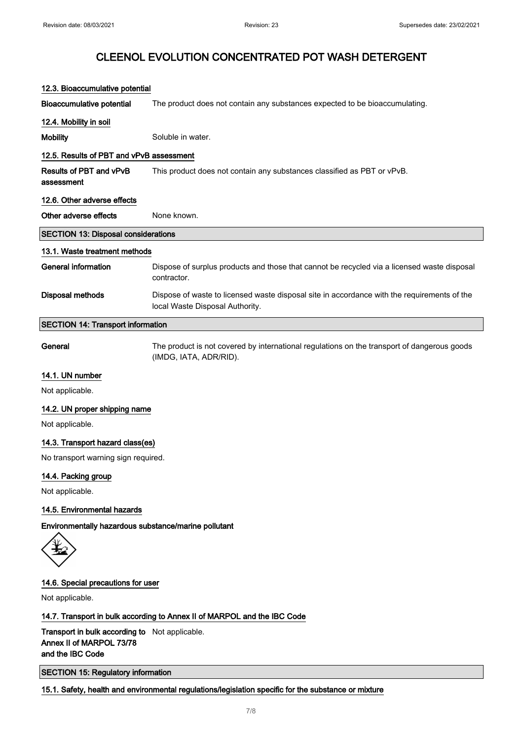# CLEENOL EVOLUTION CONCENTRATED POT WASH DETERGENT

### 12.3. Bioaccumulative potential

**Bioaccumulative potential** The product does not contain any substances expected to be bioaccumulating.

### 12.4. Mobility in soil

**Mobility** Soluble in water.

### 12.5. Results of PBT and vPvB assessment

**Results of PBT and vPvB assessment** This product does not contain any substances classified as PBT or vPvB.

### 12.6. Other adverse effects

**Other adverse effects** None known.

## SECTION 13: Disposal considerations

### 13.1. Waste treatment methods

**General information** Dispose of surplus products and those that cannot be recycled via a licensed waste disposal contractor.

**Disposal methods** Dispose of waste to licensed waste disposal site in accordance with the requirements of the local Waste Disposal Authority.

## SECTION 14: Transport information

**General** The product is not covered by international regulations on the transport of dangerous goods (IMDG, IATA, ADR/RID).

### 14.1. UN number

Not applicable.

### 14.2. UN proper shipping name

Not applicable.

### 14.3. Transport hazard class(es)

No transport warning sign required.

### 14.4. Packing group

Not applicable.

### 14.5. Environmental hazards

**Environmentally hazardous substance/marine pollutant**

### 14.6. Special precautions for user

Not applicable.

### 14.7. Transport in bulk according to Annex II of MARPOL and the IBC Code

**Transport in bulk according to Annex II of MARPOL 73/78 and the IBC Code** Not applicable.

## SECTION 15: Regulatory information

### 15.1. Safety, health and environmental regulations/legislation specific for the substance or mixture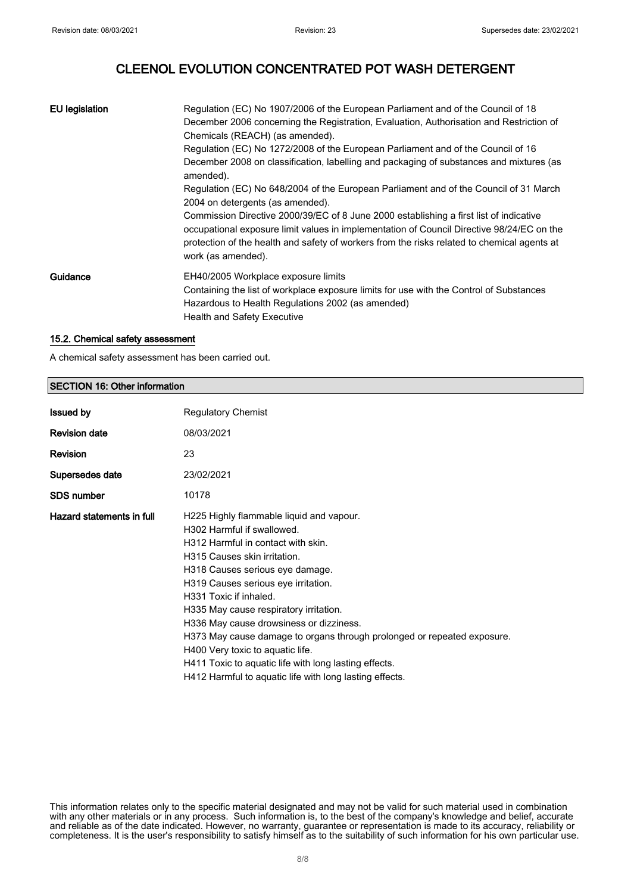| | |
|---|---|
| **EU legislation** | Regulation (EC) No 1907/2006 of the European Parliament and of the Council of 18 December 2006 concerning the Registration, Evaluation, Authorisation and Restriction of Chemicals (REACH) (as amended).<br>Regulation (EC) No 1272/2008 of the European Parliament and of the Council of 16 December 2008 on classification, labelling and packaging of substances and mixtures (as amended).<br>Regulation (EC) No 648/2004 of the European Parliament and of the Council of 31 March 2004 on detergents (as amended).<br>Commission Directive 2000/39/EC of 8 June 2000 establishing a first list of indicative occupational exposure limit values in implementation of Council Directive 98/24/EC on the protection of the health and safety of workers from the risks related to chemical agents at work (as amended). |
| **Guidance** | EH40/2005 Workplace exposure limits<br>Containing the list of workplace exposure limits for use with the Control of Substances Hazardous to Health Regulations 2002 (as amended)<br>Health and Safety Executive |

### 15.2. Chemical safety assessment

A chemical safety assessment has been carried out.

## SECTION 16: Other information

| | |
|---|---|
| **Issued by** | Regulatory Chemist |
| **Revision date** | 08/03/2021 |
| **Revision** | 23 |
| **Supersedes date** | 23/02/2021 |
| **SDS number** | 10178 |
| **Hazard statements in full** | H225 Highly flammable liquid and vapour.<br>H302 Harmful if swallowed.<br>H312 Harmful in contact with skin.<br>H315 Causes skin irritation.<br>H318 Causes serious eye damage.<br>H319 Causes serious eye irritation.<br>H331 Toxic if inhaled.<br>H335 May cause respiratory irritation.<br>H336 May cause drowsiness or dizziness.<br>H373 May cause damage to organs through prolonged or repeated exposure.<br>H400 Very toxic to aquatic life.<br>H411 Toxic to aquatic life with long lasting effects.<br>H412 Harmful to aquatic life with long lasting effects. |

This information relates only to the specific material designated and may not be valid for such material used in combination with any other materials or in any process. Such information is, to the best of the company's knowledge and belief, accurate and reliable as of the date indicated. However, no warranty, guarantee or representation is made to its accuracy, reliability or completeness. It is the user's responsibility to satisfy himself as to the suitability of such information for his own particular use.